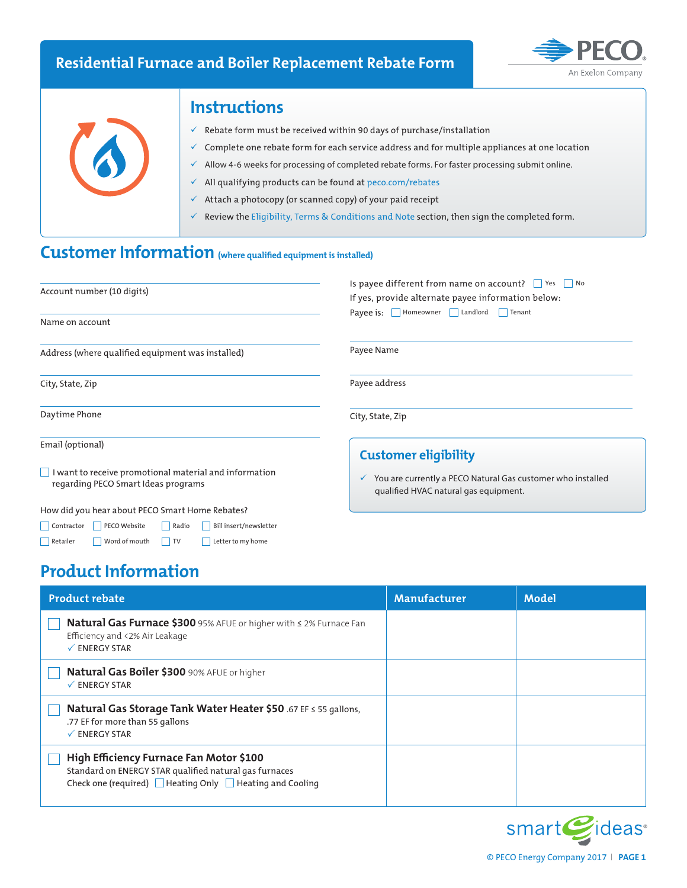# Residential Furnace and Boiler Replacement Rebate Form

PECO
An Exelon Company

## Instructions

- ✓ Rebate form must be received within 90 days of purchase/installation
- ✓ Complete one rebate form for each service address and for multiple appliances at one location
- ✓ Allow 4-6 weeks for processing of completed rebate forms. For faster processing submit online.
- ✓ All qualifying products can be found at peco.com/rebates
- ✓ Attach a photocopy (or scanned copy) of your paid receipt
- ✓ Review the Eligibility, Terms & Conditions and Note section, then sign the completed form.

## Customer Information (where qualified equipment is installed)

Account number (10 digits)

Name on account

Address (where qualified equipment was installed)

City, State, Zip

Daytime Phone

Email (optional)

☐ I want to receive promotional material and information regarding PECO Smart Ideas programs

How did you hear about PECO Smart Home Rebates?

☐ Contractor ☐ PECO Website ☐ Radio ☐ Bill insert/newsletter

☐ Retailer ☐ Word of mouth ☐ TV ☐ Letter to my home

Is payee different from name on account? ☐ Yes ☐ No

If yes, provide alternate payee information below:

Payee is: ☐ Homeowner ☐ Landlord ☐ Tenant

Payee Name

Payee address

City, State, Zip

### Customer eligibility

- ✓ You are currently a PECO Natural Gas customer who installed qualified HVAC natural gas equipment.

## Product Information

| Product rebate | Manufacturer | Model |
|---|---|---|
| ☐ **Natural Gas Furnace $300** 95% AFUE or higher with ≤ 2% Furnace Fan Efficiency and <2% Air Leakage ✓ ENERGY STAR | | |
| ☐ **Natural Gas Boiler $300** 90% AFUE or higher ✓ ENERGY STAR | | |
| ☐ **Natural Gas Storage Tank Water Heater $50** .67 EF ≤ 55 gallons, .77 EF for more than 55 gallons ✓ ENERGY STAR | | |
| ☐ **High Efficiency Furnace Fan Motor $100** Standard on ENERGY STAR qualified natural gas furnaces Check one (required) ☐ Heating Only ☐ Heating and Cooling | | |

smart ideas®

© PECO Energy Company 2017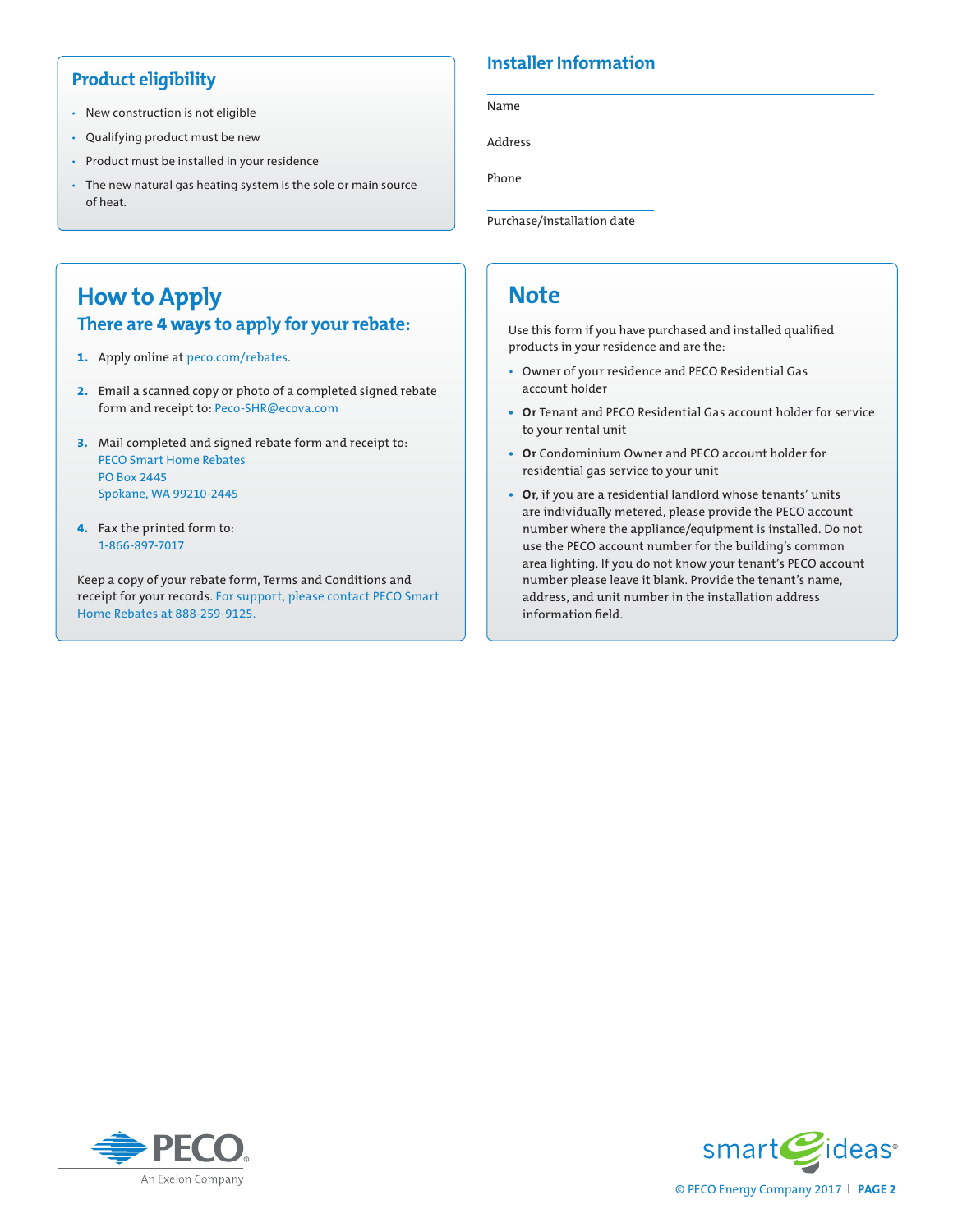## Product eligibility

- New construction is not eligible
- Qualifying product must be new
- Product must be installed in your residence
- The new natural gas heating system is the sole or main source of heat.

## Installer Information

Name

Address

Phone

Purchase/installation date

## How to Apply

### There are **4 ways** to apply for your rebate:

1. Apply online at peco.com/rebates.
2. Email a scanned copy or photo of a completed signed rebate form and receipt to: Peco-SHR@ecova.com
3. Mail completed and signed rebate form and receipt to:
   PECO Smart Home Rebates
   PO Box 2445
   Spokane, WA 99210-2445
4. Fax the printed form to:
   1-866-897-7017

Keep a copy of your rebate form, Terms and Conditions and receipt for your records. For support, please contact PECO Smart Home Rebates at 888-259-9125.

## Note

Use this form if you have purchased and installed qualified products in your residence and are the:

- Owner of your residence and PECO Residential Gas account holder
- **Or** Tenant and PECO Residential Gas account holder for service to your rental unit
- **Or** Condominium Owner and PECO account holder for residential gas service to your unit
- **Or**, if you are a residential landlord whose tenants' units are individually metered, please provide the PECO account number where the appliance/equipment is installed. Do not use the PECO account number for the building's common area lighting. If you do not know your tenant's PECO account number please leave it blank. Provide the tenant's name, address, and unit number in the installation address information field.

PECO An Exelon Company

smart ideas®

© PECO Energy Company 2017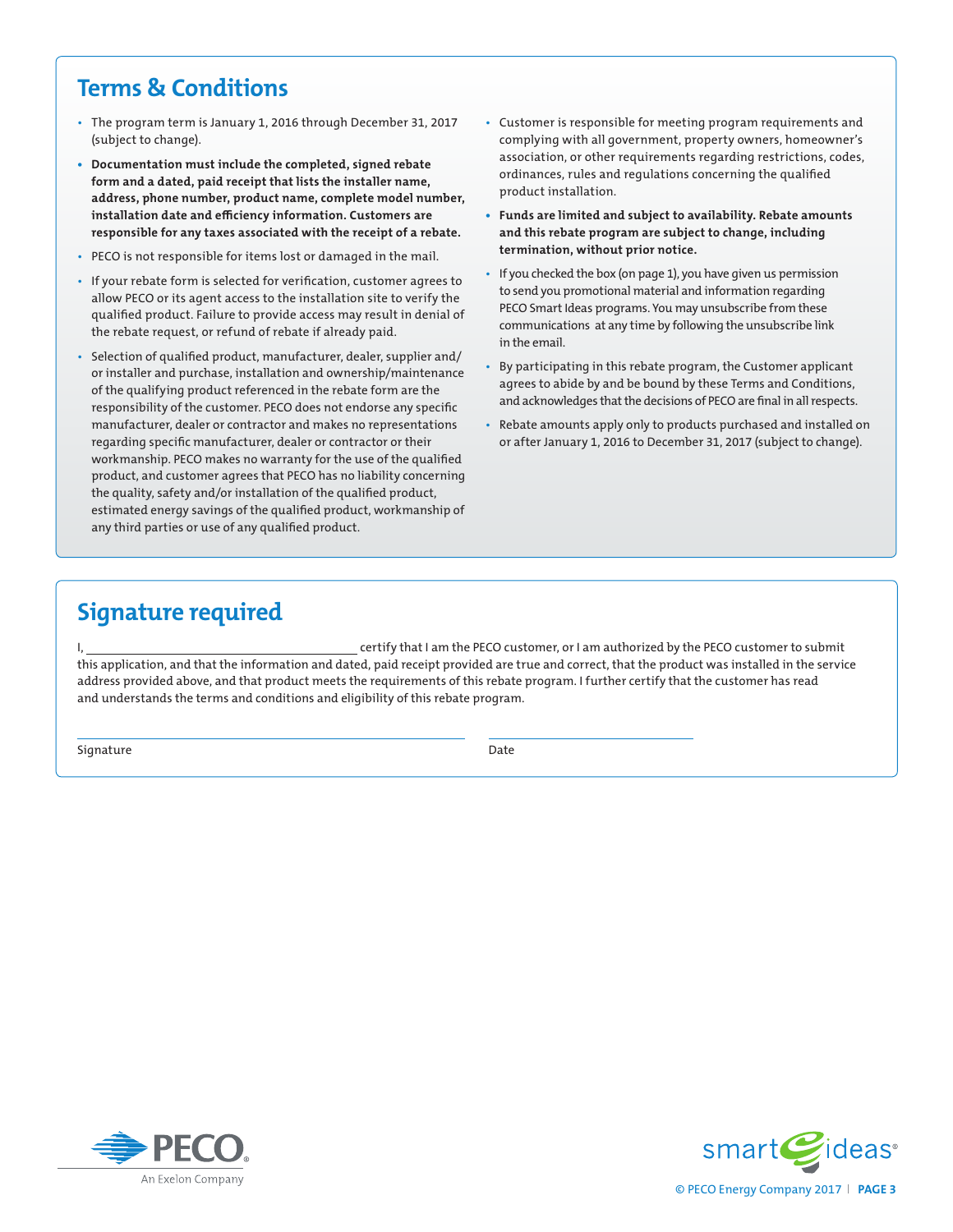## Terms & Conditions

- The program term is January 1, 2016 through December 31, 2017 (subject to change).
- **Documentation must include the completed, signed rebate form and a dated, paid receipt that lists the installer name, address, phone number, product name, complete model number, installation date and efficiency information. Customers are responsible for any taxes associated with the receipt of a rebate.**
- PECO is not responsible for items lost or damaged in the mail.
- If your rebate form is selected for verification, customer agrees to allow PECO or its agent access to the installation site to verify the qualified product. Failure to provide access may result in denial of the rebate request, or refund of rebate if already paid.
- Selection of qualified product, manufacturer, dealer, supplier and/or installer and purchase, installation and ownership/maintenance of the qualifying product referenced in the rebate form are the responsibility of the customer. PECO does not endorse any specific manufacturer, dealer or contractor and makes no representations regarding specific manufacturer, dealer or contractor or their workmanship. PECO makes no warranty for the use of the qualified product, and customer agrees that PECO has no liability concerning the quality, safety and/or installation of the qualified product, estimated energy savings of the qualified product, workmanship of any third parties or use of any qualified product.
- Customer is responsible for meeting program requirements and complying with all government, property owners, homeowner's association, or other requirements regarding restrictions, codes, ordinances, rules and regulations concerning the qualified product installation.
- **Funds are limited and subject to availability. Rebate amounts and this rebate program are subject to change, including termination, without prior notice.**
- If you checked the box (on page 1), you have given us permission to send you promotional material and information regarding PECO Smart Ideas programs. You may unsubscribe from these communications at any time by following the unsubscribe link in the email.
- By participating in this rebate program, the Customer applicant agrees to abide by and be bound by these Terms and Conditions, and acknowledges that the decisions of PECO are final in all respects.
- Rebate amounts apply only to products purchased and installed on or after January 1, 2016 to December 31, 2017 (subject to change).

## Signature required

I, ______________________________ certify that I am the PECO customer, or I am authorized by the PECO customer to submit this application, and that the information and dated, paid receipt provided are true and correct, that the product was installed in the service address provided above, and that product meets the requirements of this rebate program. I further certify that the customer has read and understands the terms and conditions and eligibility of this rebate program.

______________________________ Signature

______________________________ Date

PECO An Exelon Company

smart ideas

© PECO Energy Company 2017